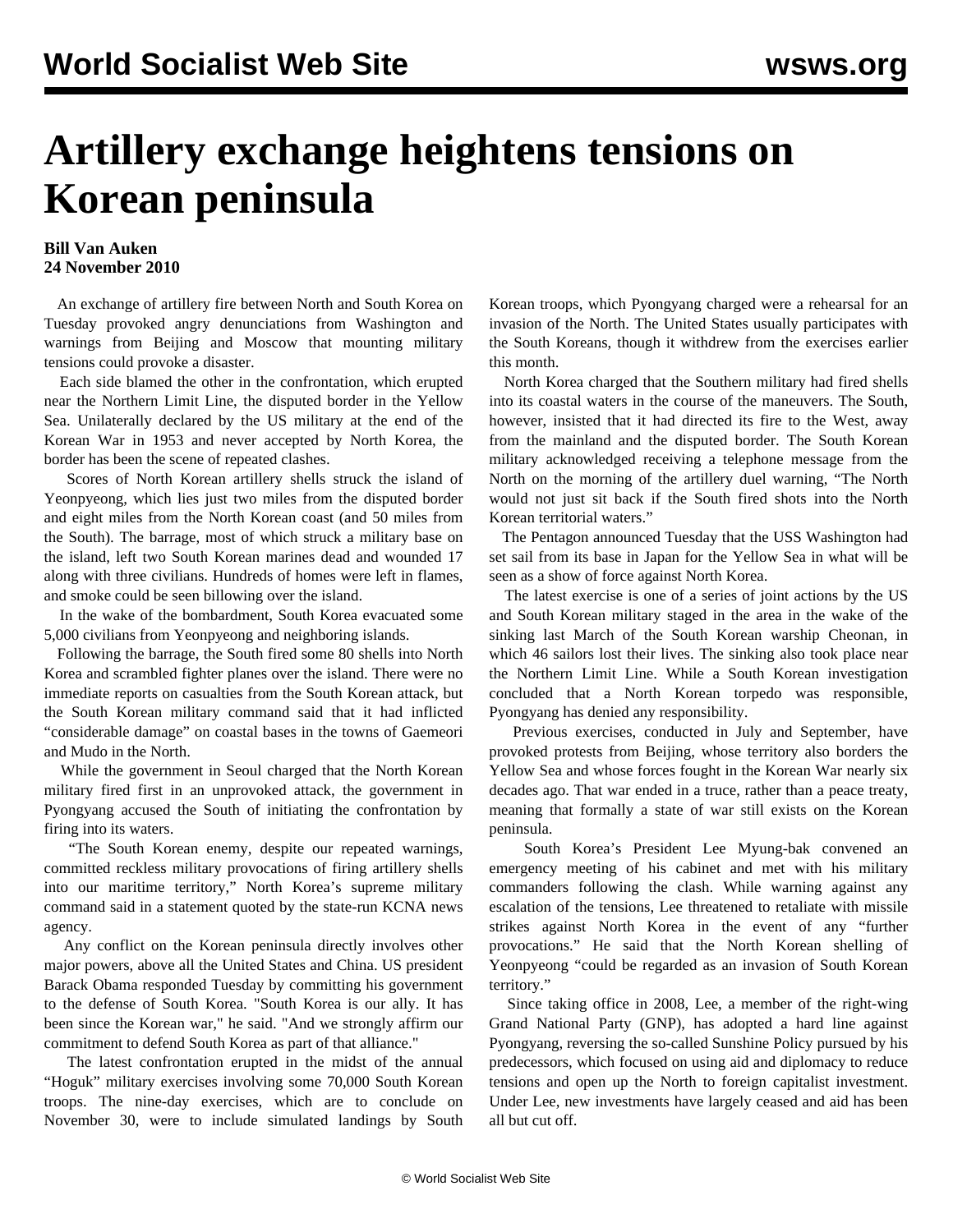# Artillery exchange heightens tensions on Korean peninsula

**Bill Van Auken**
**24 November 2010**

An exchange of artillery fire between North and South Korea on Tuesday provoked angry denunciations from Washington and warnings from Beijing and Moscow that mounting military tensions could provoke a disaster.

Each side blamed the other in the confrontation, which erupted near the Northern Limit Line, the disputed border in the Yellow Sea. Unilaterally declared by the US military at the end of the Korean War in 1953 and never accepted by North Korea, the border has been the scene of repeated clashes.

Scores of North Korean artillery shells struck the island of Yeonpyeong, which lies just two miles from the disputed border and eight miles from the North Korean coast (and 50 miles from the South). The barrage, most of which struck a military base on the island, left two South Korean marines dead and wounded 17 along with three civilians. Hundreds of homes were left in flames, and smoke could be seen billowing over the island.

In the wake of the bombardment, South Korea evacuated some 5,000 civilians from Yeonpyeong and neighboring islands.

Following the barrage, the South fired some 80 shells into North Korea and scrambled fighter planes over the island. There were no immediate reports on casualties from the South Korean attack, but the South Korean military command said that it had inflicted "considerable damage" on coastal bases in the towns of Gaemeori and Mudo in the North.

While the government in Seoul charged that the North Korean military fired first in an unprovoked attack, the government in Pyongyang accused the South of initiating the confrontation by firing into its waters.

"The South Korean enemy, despite our repeated warnings, committed reckless military provocations of firing artillery shells into our maritime territory," North Korea's supreme military command said in a statement quoted by the state-run KCNA news agency.

Any conflict on the Korean peninsula directly involves other major powers, above all the United States and China. US president Barack Obama responded Tuesday by committing his government to the defense of South Korea. "South Korea is our ally. It has been since the Korean war," he said. "And we strongly affirm our commitment to defend South Korea as part of that alliance."

The latest confrontation erupted in the midst of the annual "Hoguk" military exercises involving some 70,000 South Korean troops. The nine-day exercises, which are to conclude on November 30, were to include simulated landings by South Korean troops, which Pyongyang charged were a rehearsal for an invasion of the North. The United States usually participates with the South Koreans, though it withdrew from the exercises earlier this month.

North Korea charged that the Southern military had fired shells into its coastal waters in the course of the maneuvers. The South, however, insisted that it had directed its fire to the West, away from the mainland and the disputed border. The South Korean military acknowledged receiving a telephone message from the North on the morning of the artillery duel warning, "The North would not just sit back if the South fired shots into the North Korean territorial waters."

The Pentagon announced Tuesday that the USS Washington had set sail from its base in Japan for the Yellow Sea in what will be seen as a show of force against North Korea.

The latest exercise is one of a series of joint actions by the US and South Korean military staged in the area in the wake of the sinking last March of the South Korean warship Cheonan, in which 46 sailors lost their lives. The sinking also took place near the Northern Limit Line. While a South Korean investigation concluded that a North Korean torpedo was responsible, Pyongyang has denied any responsibility.

Previous exercises, conducted in July and September, have provoked protests from Beijing, whose territory also borders the Yellow Sea and whose forces fought in the Korean War nearly six decades ago. That war ended in a truce, rather than a peace treaty, meaning that formally a state of war still exists on the Korean peninsula.

South Korea's President Lee Myung-bak convened an emergency meeting of his cabinet and met with his military commanders following the clash. While warning against any escalation of the tensions, Lee threatened to retaliate with missile strikes against North Korea in the event of any "further provocations." He said that the North Korean shelling of Yeonpyeong "could be regarded as an invasion of South Korean territory."

Since taking office in 2008, Lee, a member of the right-wing Grand National Party (GNP), has adopted a hard line against Pyongyang, reversing the so-called Sunshine Policy pursued by his predecessors, which focused on using aid and diplomacy to reduce tensions and open up the North to foreign capitalist investment. Under Lee, new investments have largely ceased and aid has been all but cut off.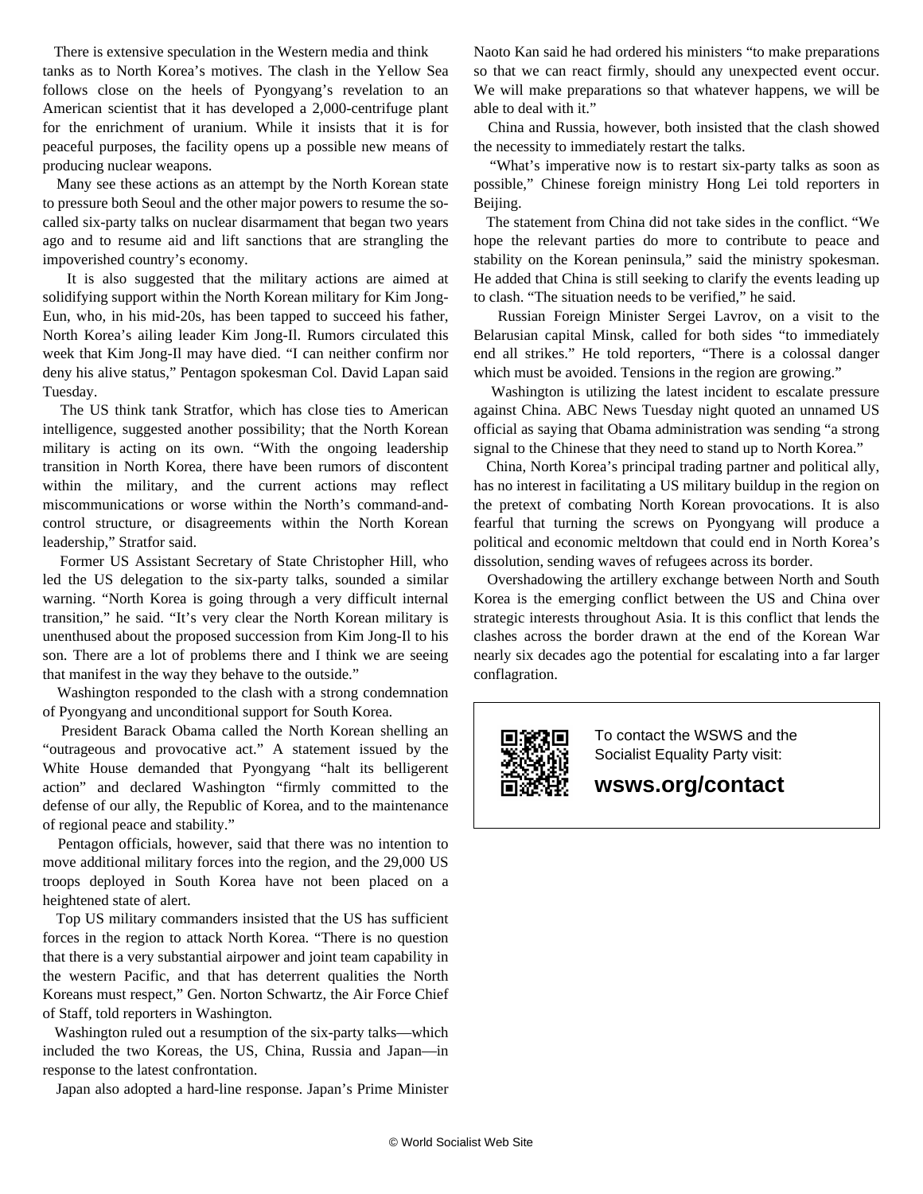There is extensive speculation in the Western media and think tanks as to North Korea's motives. The clash in the Yellow Sea follows close on the heels of Pyongyang's revelation to an American scientist that it has developed a 2,000-centrifuge plant for the enrichment of uranium. While it insists that it is for peaceful purposes, the facility opens up a possible new means of producing nuclear weapons.

Many see these actions as an attempt by the North Korean state to pressure both Seoul and the other major powers to resume the so-called six-party talks on nuclear disarmament that began two years ago and to resume aid and lift sanctions that are strangling the impoverished country's economy.

It is also suggested that the military actions are aimed at solidifying support within the North Korean military for Kim Jong-Eun, who, in his mid-20s, has been tapped to succeed his father, North Korea's ailing leader Kim Jong-Il. Rumors circulated this week that Kim Jong-Il may have died. "I can neither confirm nor deny his alive status," Pentagon spokesman Col. David Lapan said Tuesday.

The US think tank Stratfor, which has close ties to American intelligence, suggested another possibility; that the North Korean military is acting on its own. "With the ongoing leadership transition in North Korea, there have been rumors of discontent within the military, and the current actions may reflect miscommunications or worse within the North's command-and-control structure, or disagreements within the North Korean leadership," Stratfor said.

Former US Assistant Secretary of State Christopher Hill, who led the US delegation to the six-party talks, sounded a similar warning. "North Korea is going through a very difficult internal transition," he said. "It's very clear the North Korean military is unenthused about the proposed succession from Kim Jong-Il to his son. There are a lot of problems there and I think we are seeing that manifest in the way they behave to the outside."

Washington responded to the clash with a strong condemnation of Pyongyang and unconditional support for South Korea.

President Barack Obama called the North Korean shelling an "outrageous and provocative act." A statement issued by the White House demanded that Pyongyang "halt its belligerent action" and declared Washington "firmly committed to the defense of our ally, the Republic of Korea, and to the maintenance of regional peace and stability."

Pentagon officials, however, said that there was no intention to move additional military forces into the region, and the 29,000 US troops deployed in South Korea have not been placed on a heightened state of alert.

Top US military commanders insisted that the US has sufficient forces in the region to attack North Korea. "There is no question that there is a very substantial airpower and joint team capability in the western Pacific, and that has deterrent qualities the North Koreans must respect," Gen. Norton Schwartz, the Air Force Chief of Staff, told reporters in Washington.

Washington ruled out a resumption of the six-party talks—which included the two Koreas, the US, China, Russia and Japan—in response to the latest confrontation.

Japan also adopted a hard-line response. Japan's Prime Minister Naoto Kan said he had ordered his ministers "to make preparations so that we can react firmly, should any unexpected event occur. We will make preparations so that whatever happens, we will be able to deal with it."

China and Russia, however, both insisted that the clash showed the necessity to immediately restart the talks.

"What's imperative now is to restart six-party talks as soon as possible," Chinese foreign ministry Hong Lei told reporters in Beijing.

The statement from China did not take sides in the conflict. "We hope the relevant parties do more to contribute to peace and stability on the Korean peninsula," said the ministry spokesman. He added that China is still seeking to clarify the events leading up to clash. "The situation needs to be verified," he said.

Russian Foreign Minister Sergei Lavrov, on a visit to the Belarusian capital Minsk, called for both sides "to immediately end all strikes." He told reporters, "There is a colossal danger which must be avoided. Tensions in the region are growing."

Washington is utilizing the latest incident to escalate pressure against China. ABC News Tuesday night quoted an unnamed US official as saying that Obama administration was sending "a strong signal to the Chinese that they need to stand up to North Korea."

China, North Korea's principal trading partner and political ally, has no interest in facilitating a US military buildup in the region on the pretext of combating North Korean provocations. It is also fearful that turning the screws on Pyongyang will produce a political and economic meltdown that could end in North Korea's dissolution, sending waves of refugees across its border.

Overshadowing the artillery exchange between North and South Korea is the emerging conflict between the US and China over strategic interests throughout Asia. It is this conflict that lends the clashes across the border drawn at the end of the Korean War nearly six decades ago the potential for escalating into a far larger conflagration.

To contact the WSWS and the Socialist Equality Party visit:

**wsws.org/contact**